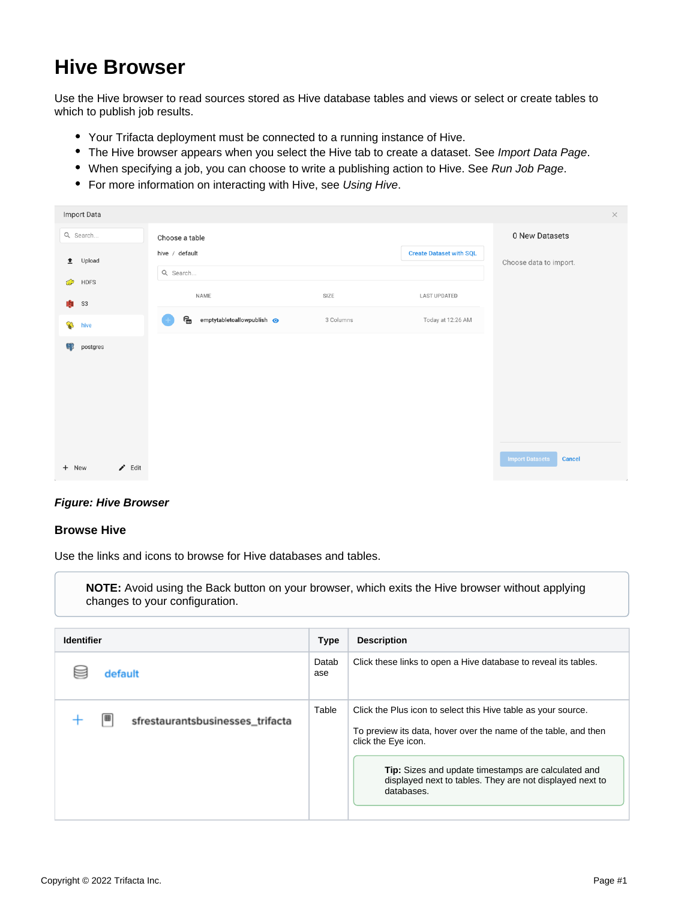# Hive Browser

Use the Hive browser to read sources stored as Hive database tables and views or select or create tables to which to publish job results.

- Your Trifacta deployment must be connected to a running instance of Hive.
- The Hive browser appears when you select the Hive tab to create a dataset. See *Import Data Page*.
- When specifying a job, you can choose to write a publishing action to Hive. See *Run Job Page*.
- For more information on interacting with Hive, see *Using Hive*.

***Figure: Hive Browser***

### Browse Hive

Use the links and icons to browse for Hive databases and tables.

> **NOTE:** Avoid using the Back button on your browser, which exits the Hive browser without applying changes to your configuration.

| Identifier | Type | Description |
|---|---|---|
| default | Database | Click these links to open a Hive database to reveal its tables. |
| + sfrestaurantsbusinesses_trifacta | Table | Click the Plus icon to select this Hive table as your source.<br><br>To preview its data, hover over the name of the table, and then click the Eye icon.<br><br>**Tip:** Sizes and update timestamps are calculated and displayed next to tables. They are not displayed next to databases. |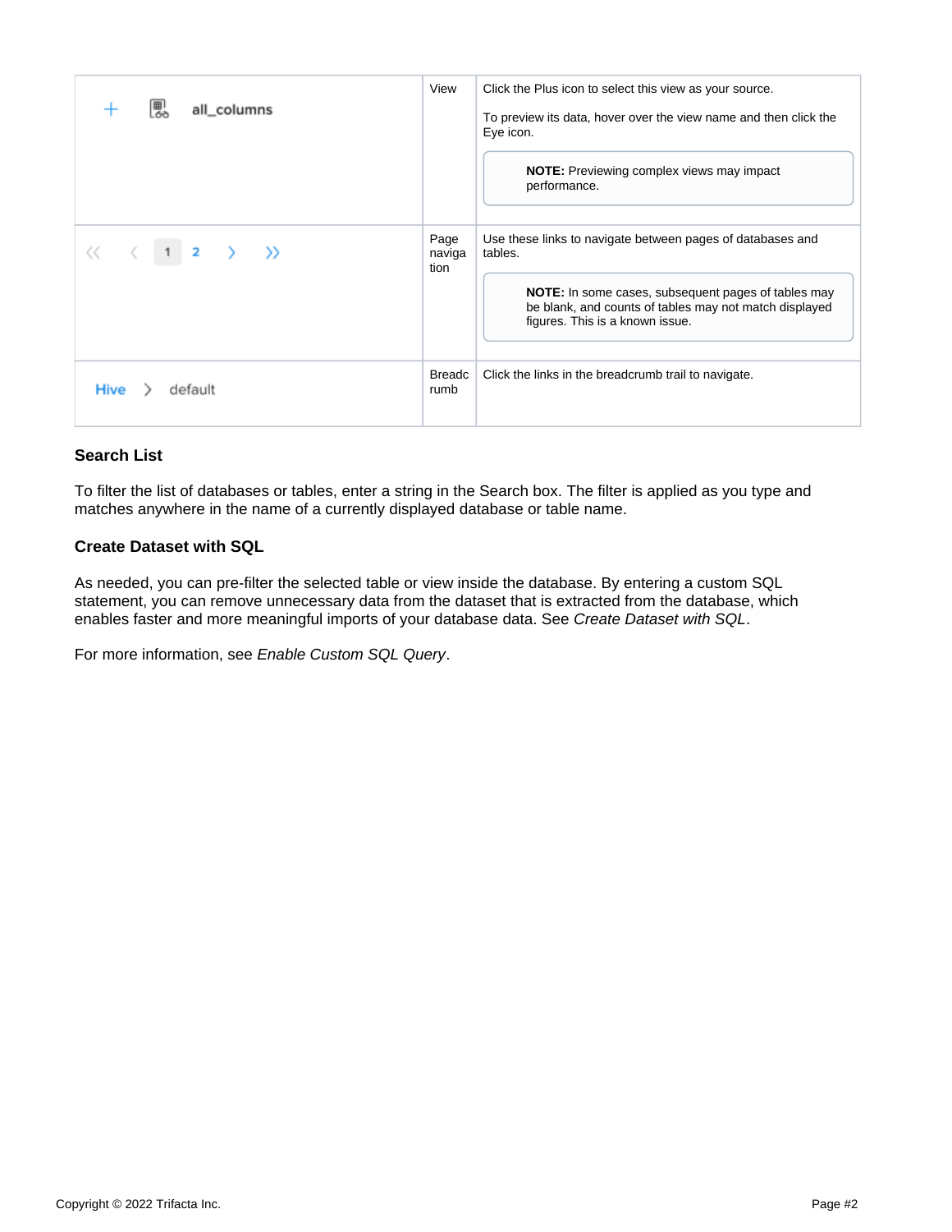| | | |
|---|---|---|
| + all_columns | View | Click the Plus icon to select this view as your source. To preview its data, hover over the view name and then click the Eye icon. **NOTE:** Previewing complex views may impact performance. |
| << < 1 2 > >> | Page navigation | Use these links to navigate between pages of databases and tables. **NOTE:** In some cases, subsequent pages of tables may be blank, and counts of tables may not match displayed figures. This is a known issue. |
| Hive > default | Breadcrumb | Click the links in the breadcrumb trail to navigate. |

### Search List

To filter the list of databases or tables, enter a string in the Search box. The filter is applied as you type and matches anywhere in the name of a currently displayed database or table name.

### Create Dataset with SQL

As needed, you can pre-filter the selected table or view inside the database. By entering a custom SQL statement, you can remove unnecessary data from the dataset that is extracted from the database, which enables faster and more meaningful imports of your database data. See *Create Dataset with SQL*.

For more information, see *Enable Custom SQL Query*.